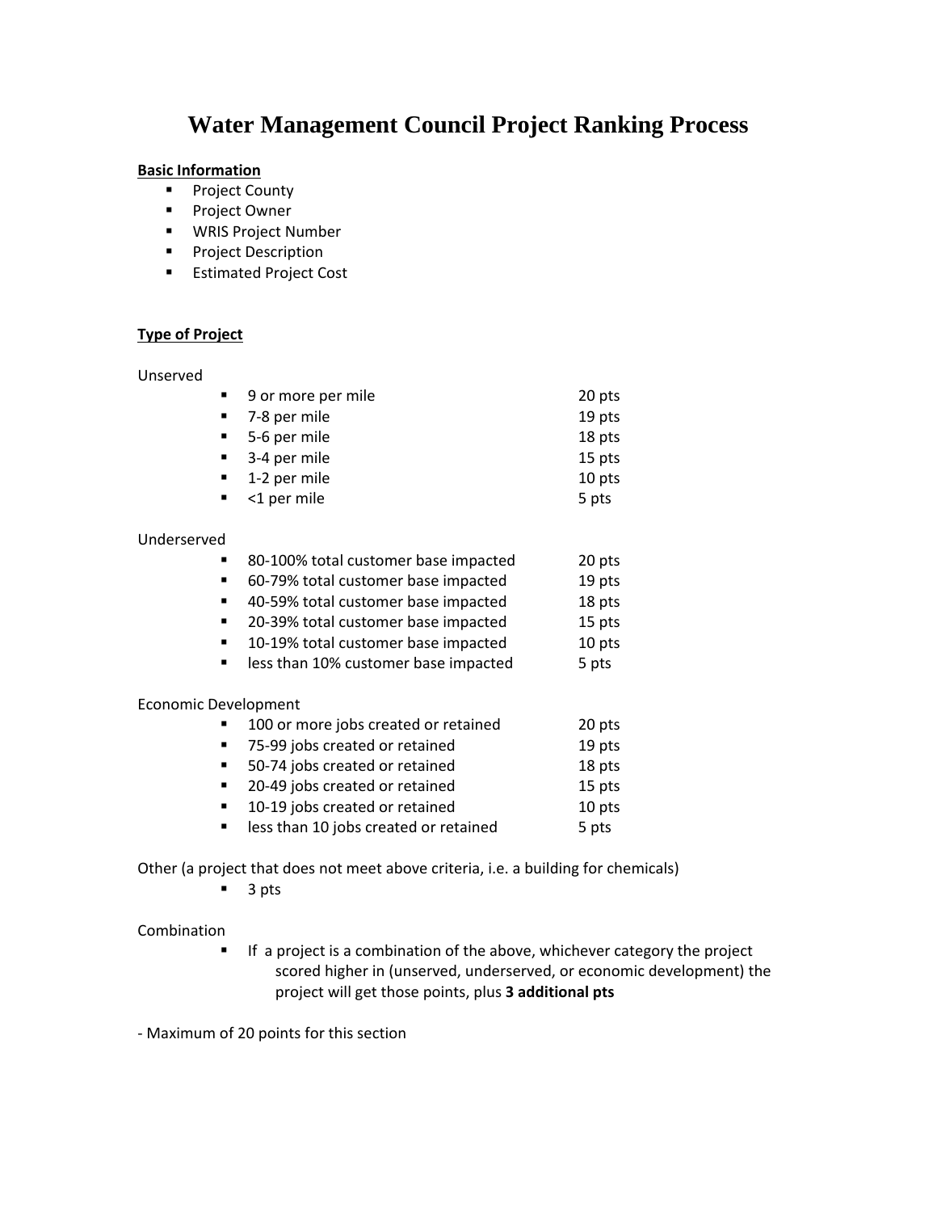# Water Management Council Project Ranking Process

**Basic Information**

- Project County
- Project Owner
- WRIS Project Number
- Project Description
- Estimated Project Cost

**Type of Project**

Unserved

- 9 or more per mile 20 pts
- 7-8 per mile 19 pts
- 5-6 per mile 18 pts
- 3-4 per mile 15 pts
- 1-2 per mile 10 pts
- <1 per mile 5 pts

Underserved

- 80-100% total customer base impacted 20 pts
- 60-79% total customer base impacted 19 pts
- 40-59% total customer base impacted 18 pts
- 20-39% total customer base impacted 15 pts
- 10-19% total customer base impacted 10 pts
- less than 10% customer base impacted 5 pts

Economic Development

- 100 or more jobs created or retained 20 pts
- 75-99 jobs created or retained 19 pts
- 50-74 jobs created or retained 18 pts
- 20-49 jobs created or retained 15 pts
- 10-19 jobs created or retained 10 pts
- less than 10 jobs created or retained 5 pts

Other (a project that does not meet above criteria, i.e. a building for chemicals)

- 3 pts

Combination

- If a project is a combination of the above, whichever category the project scored higher in (unserved, underserved, or economic development) the project will get those points, plus **3 additional pts**

- Maximum of 20 points for this section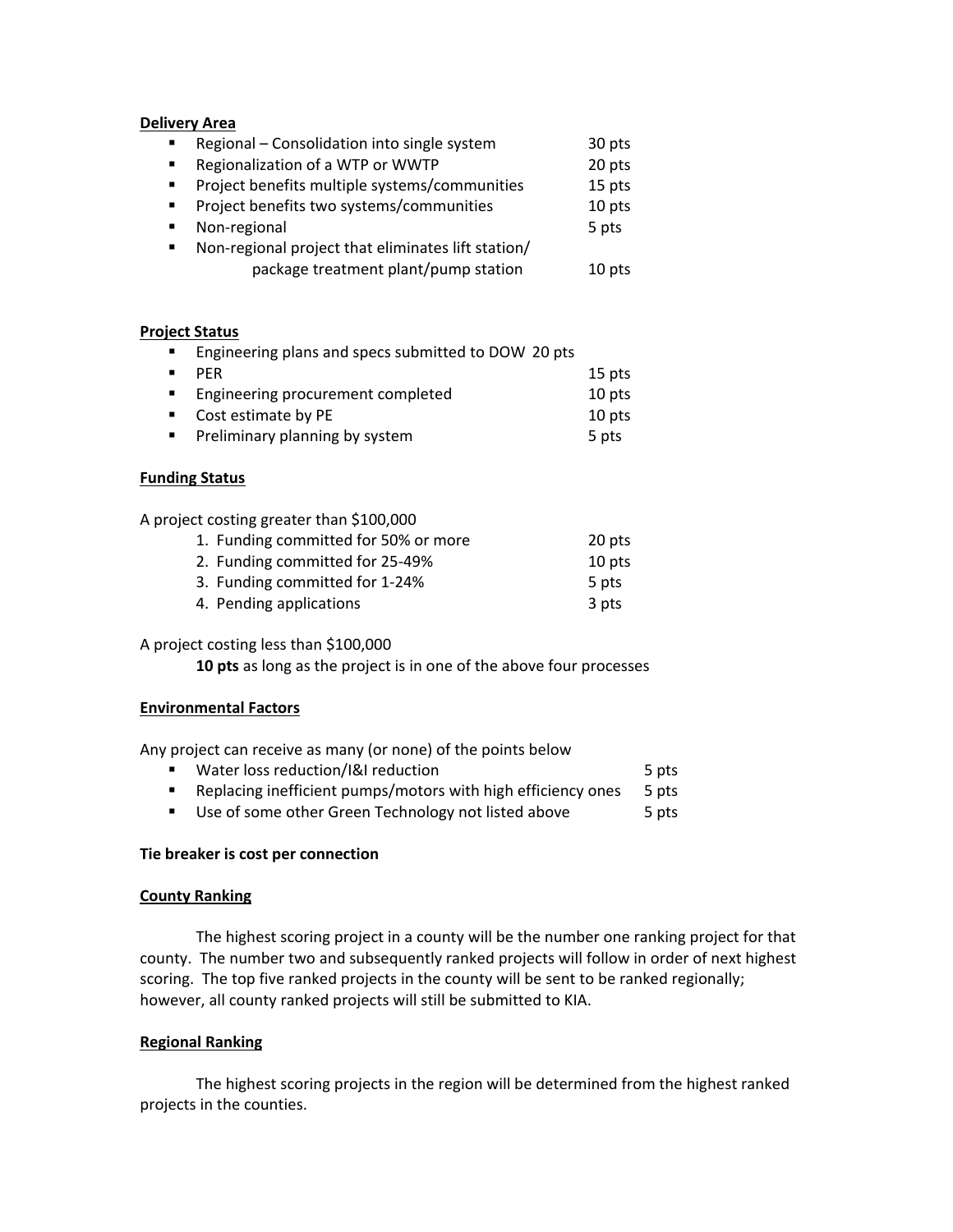**Delivery Area**

- Regional – Consolidation into single system 30 pts
- Regionalization of a WTP or WWTP 20 pts
- Project benefits multiple systems/communities 15 pts
- Project benefits two systems/communities 10 pts
- Non-regional 5 pts
- Non-regional project that eliminates lift station/ package treatment plant/pump station 10 pts

**Project Status**

- Engineering plans and specs submitted to DOW 20 pts
- PER 15 pts
- Engineering procurement completed 10 pts
- Cost estimate by PE 10 pts
- Preliminary planning by system 5 pts

**Funding Status**

A project costing greater than $100,000

1. Funding committed for 50% or more 20 pts
2. Funding committed for 25-49% 10 pts
3. Funding committed for 1-24% 5 pts
4. Pending applications 3 pts

A project costing less than $100,000

**10 pts** as long as the project is in one of the above four processes

**Environmental Factors**

Any project can receive as many (or none) of the points below

- Water loss reduction/I&I reduction 5 pts
- Replacing inefficient pumps/motors with high efficiency ones 5 pts
- Use of some other Green Technology not listed above 5 pts

**Tie breaker is cost per connection**

**County Ranking**

The highest scoring project in a county will be the number one ranking project for that county. The number two and subsequently ranked projects will follow in order of next highest scoring. The top five ranked projects in the county will be sent to be ranked regionally; however, all county ranked projects will still be submitted to KIA.

**Regional Ranking**

The highest scoring projects in the region will be determined from the highest ranked projects in the counties.